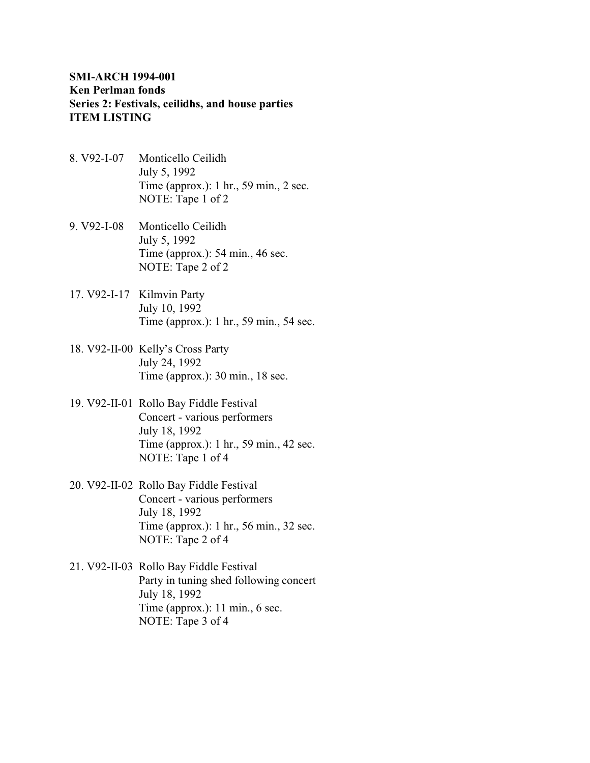**SMI-ARCH 1994-001**
**Ken Perlman fonds**
**Series 2: Festivals, ceilidhs, and house parties**
**ITEM LISTING**

8. V92-I-07 Monticello Ceilidh
   July 5, 1992
   Time (approx.): 1 hr., 59 min., 2 sec.
   NOTE: Tape 1 of 2

9. V92-I-08 Monticello Ceilidh
   July 5, 1992
   Time (approx.): 54 min., 46 sec.
   NOTE: Tape 2 of 2

17. V92-I-17 Kilmvin Party
   July 10, 1992
   Time (approx.): 1 hr., 59 min., 54 sec.

18. V92-II-00 Kelly's Cross Party
   July 24, 1992
   Time (approx.): 30 min., 18 sec.

19. V92-II-01 Rollo Bay Fiddle Festival
   Concert - various performers
   July 18, 1992
   Time (approx.): 1 hr., 59 min., 42 sec.
   NOTE: Tape 1 of 4

20. V92-II-02 Rollo Bay Fiddle Festival
   Concert - various performers
   July 18, 1992
   Time (approx.): 1 hr., 56 min., 32 sec.
   NOTE: Tape 2 of 4

21. V92-II-03 Rollo Bay Fiddle Festival
   Party in tuning shed following concert
   July 18, 1992
   Time (approx.): 11 min., 6 sec.
   NOTE: Tape 3 of 4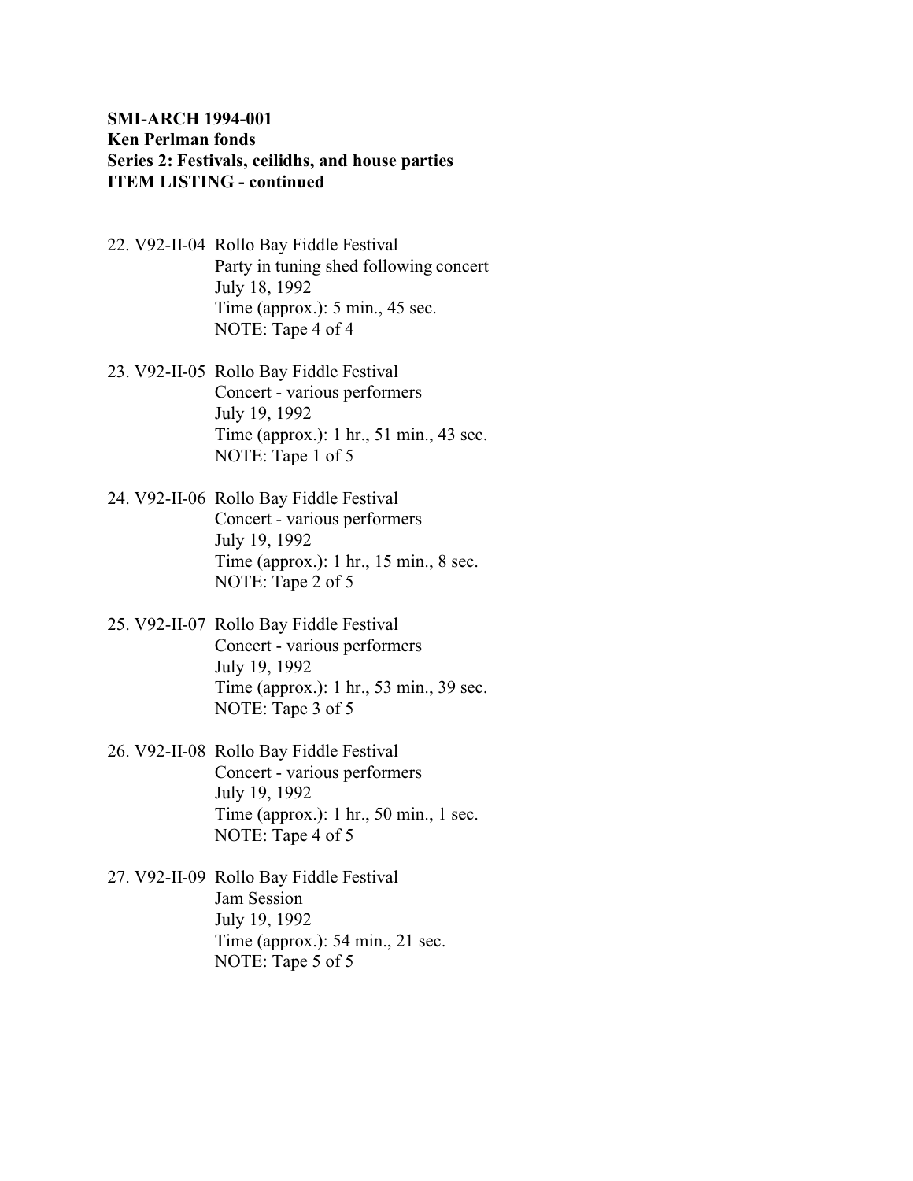**SMI-ARCH 1994-001**
**Ken Perlman fonds**
**Series 2: Festivals, ceilidhs, and house parties**
**ITEM LISTING - continued**

22. V92-II-04 Rollo Bay Fiddle Festival
    Party in tuning shed following concert
    July 18, 1992
    Time (approx.): 5 min., 45 sec.
    NOTE: Tape 4 of 4

23. V92-II-05 Rollo Bay Fiddle Festival
    Concert - various performers
    July 19, 1992
    Time (approx.): 1 hr., 51 min., 43 sec.
    NOTE: Tape 1 of 5

24. V92-II-06 Rollo Bay Fiddle Festival
    Concert - various performers
    July 19, 1992
    Time (approx.): 1 hr., 15 min., 8 sec.
    NOTE: Tape 2 of 5

25. V92-II-07 Rollo Bay Fiddle Festival
    Concert - various performers
    July 19, 1992
    Time (approx.): 1 hr., 53 min., 39 sec.
    NOTE: Tape 3 of 5

26. V92-II-08 Rollo Bay Fiddle Festival
    Concert - various performers
    July 19, 1992
    Time (approx.): 1 hr., 50 min., 1 sec.
    NOTE: Tape 4 of 5

27. V92-II-09 Rollo Bay Fiddle Festival
    Jam Session
    July 19, 1992
    Time (approx.): 54 min., 21 sec.
    NOTE: Tape 5 of 5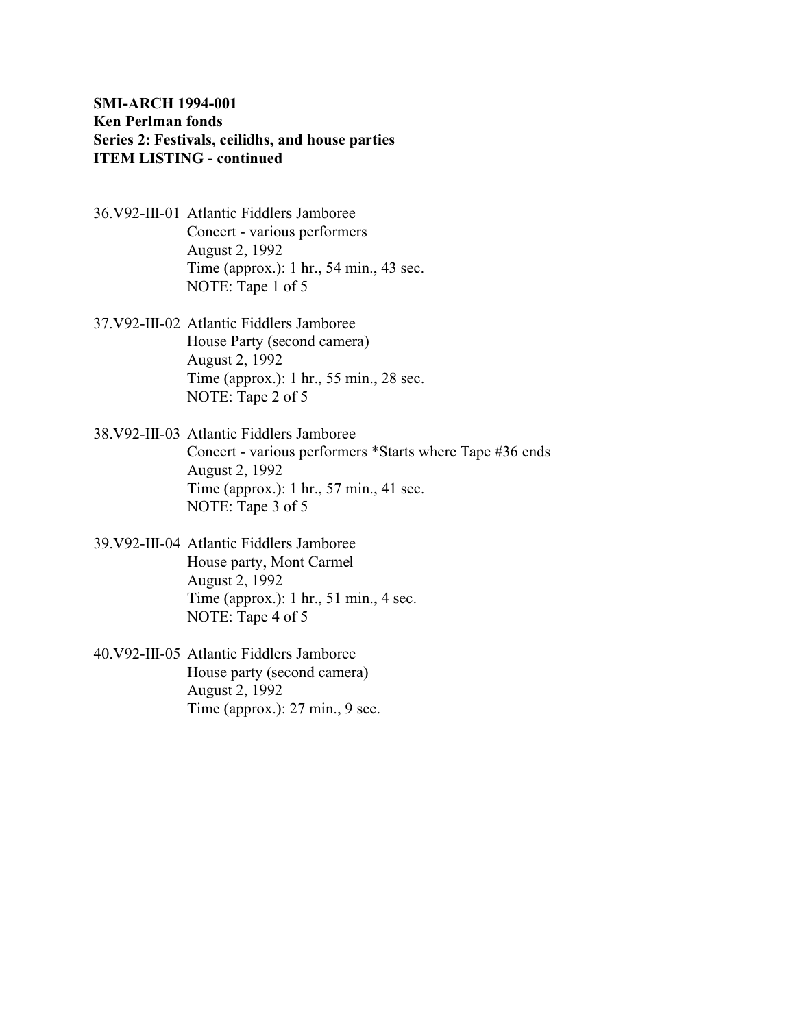**SMI-ARCH 1994-001**
**Ken Perlman fonds**
**Series 2: Festivals, ceilidhs, and house parties**
**ITEM LISTING - continued**

36.V92-III-01 Atlantic Fiddlers Jamboree
Concert - various performers
August 2, 1992
Time (approx.): 1 hr., 54 min., 43 sec.
NOTE: Tape 1 of 5

37.V92-III-02 Atlantic Fiddlers Jamboree
House Party (second camera)
August 2, 1992
Time (approx.): 1 hr., 55 min., 28 sec.
NOTE: Tape 2 of 5

38.V92-III-03 Atlantic Fiddlers Jamboree
Concert - various performers *Starts where Tape #36 ends
August 2, 1992
Time (approx.): 1 hr., 57 min., 41 sec.
NOTE: Tape 3 of 5

39.V92-III-04 Atlantic Fiddlers Jamboree
House party, Mont Carmel
August 2, 1992
Time (approx.): 1 hr., 51 min., 4 sec.
NOTE: Tape 4 of 5

40.V92-III-05 Atlantic Fiddlers Jamboree
House party (second camera)
August 2, 1992
Time (approx.): 27 min., 9 sec.